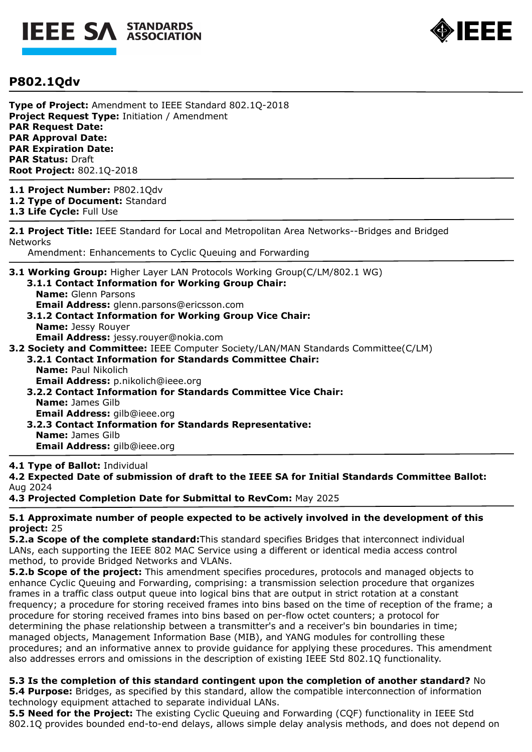# P802.1Qdv

**Type of Project:** Amendment to IEEE Standard 802.1Q-2018
**Project Request Type:** Initiation / Amendment
**PAR Request Date:**
**PAR Approval Date:**
**PAR Expiration Date:**
**PAR Status:** Draft
**Root Project:** 802.1Q-2018

---

**1.1 Project Number:** P802.1Qdv
**1.2 Type of Document:** Standard
**1.3 Life Cycle:** Full Use

---

**2.1 Project Title:** IEEE Standard for Local and Metropolitan Area Networks--Bridges and Bridged Networks
Amendment: Enhancements to Cyclic Queuing and Forwarding

---

**3.1 Working Group:** Higher Layer LAN Protocols Working Group(C/LM/802.1 WG)

**3.1.1 Contact Information for Working Group Chair:**
**Name:** Glenn Parsons
**Email Address:** glenn.parsons@ericsson.com

**3.1.2 Contact Information for Working Group Vice Chair:**
**Name:** Jessy Rouyer
**Email Address:** jessy.rouyer@nokia.com

**3.2 Society and Committee:** IEEE Computer Society/LAN/MAN Standards Committee(C/LM)

**3.2.1 Contact Information for Standards Committee Chair:**
**Name:** Paul Nikolich
**Email Address:** p.nikolich@ieee.org

**3.2.2 Contact Information for Standards Committee Vice Chair:**
**Name:** James Gilb
**Email Address:** gilb@ieee.org

**3.2.3 Contact Information for Standards Representative:**
**Name:** James Gilb
**Email Address:** gilb@ieee.org

---

**4.1 Type of Ballot:** Individual
**4.2 Expected Date of submission of draft to the IEEE SA for Initial Standards Committee Ballot:** Aug 2024
**4.3 Projected Completion Date for Submittal to RevCom:** May 2025

---

**5.1 Approximate number of people expected to be actively involved in the development of this project:** 25

**5.2.a Scope of the complete standard:** This standard specifies Bridges that interconnect individual LANs, each supporting the IEEE 802 MAC Service using a different or identical media access control method, to provide Bridged Networks and VLANs.

**5.2.b Scope of the project:** This amendment specifies procedures, protocols and managed objects to enhance Cyclic Queuing and Forwarding, comprising: a transmission selection procedure that organizes frames in a traffic class output queue into logical bins that are output in strict rotation at a constant frequency; a procedure for storing received frames into bins based on the time of reception of the frame; a procedure for storing received frames into bins based on per-flow octet counters; a protocol for determining the phase relationship between a transmitter's and a receiver's bin boundaries in time; managed objects, Management Information Base (MIB), and YANG modules for controlling these procedures; and an informative annex to provide guidance for applying these procedures. This amendment also addresses errors and omissions in the description of existing IEEE Std 802.1Q functionality.

**5.3 Is the completion of this standard contingent upon the completion of another standard?** No

**5.4 Purpose:** Bridges, as specified by this standard, allow the compatible interconnection of information technology equipment attached to separate individual LANs.

**5.5 Need for the Project:** The existing Cyclic Queuing and Forwarding (CQF) functionality in IEEE Std 802.1Q provides bounded end-to-end delays, allows simple delay analysis methods, and does not depend on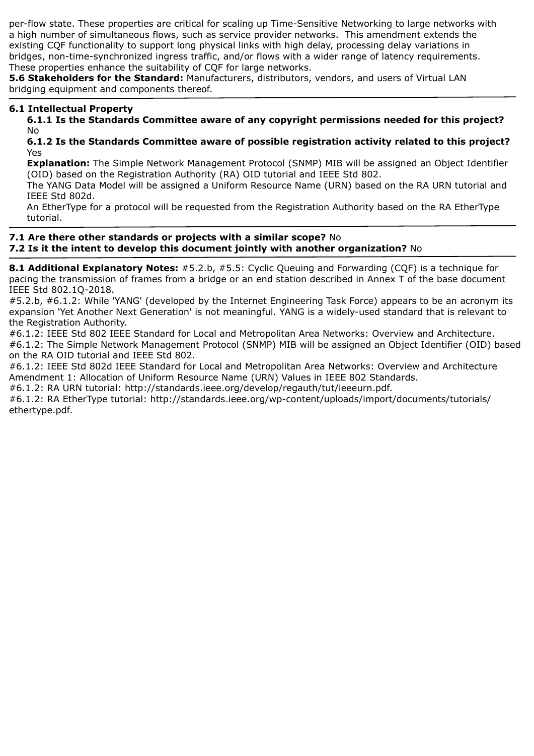per-flow state. These properties are critical for scaling up Time-Sensitive Networking to large networks with a high number of simultaneous flows, such as service provider networks. This amendment extends the existing CQF functionality to support long physical links with high delay, processing delay variations in bridges, non-time-synchronized ingress traffic, and/or flows with a wider range of latency requirements. These properties enhance the suitability of CQF for large networks.

**5.6 Stakeholders for the Standard:** Manufacturers, distributors, vendors, and users of Virtual LAN bridging equipment and components thereof.

---

**6.1 Intellectual Property**

**6.1.1 Is the Standards Committee aware of any copyright permissions needed for this project?** No

**6.1.2 Is the Standards Committee aware of possible registration activity related to this project?** Yes

**Explanation:** The Simple Network Management Protocol (SNMP) MIB will be assigned an Object Identifier (OID) based on the Registration Authority (RA) OID tutorial and IEEE Std 802.
The YANG Data Model will be assigned a Uniform Resource Name (URN) based on the RA URN tutorial and IEEE Std 802d.
An EtherType for a protocol will be requested from the Registration Authority based on the RA EtherType tutorial.

---

**7.1 Are there other standards or projects with a similar scope?** No
**7.2 Is it the intent to develop this document jointly with another organization?** No

---

**8.1 Additional Explanatory Notes:** #5.2.b, #5.5: Cyclic Queuing and Forwarding (CQF) is a technique for pacing the transmission of frames from a bridge or an end station described in Annex T of the base document IEEE Std 802.1Q-2018.
#5.2.b, #6.1.2: While 'YANG' (developed by the Internet Engineering Task Force) appears to be an acronym its expansion 'Yet Another Next Generation' is not meaningful. YANG is a widely-used standard that is relevant to the Registration Authority.
#6.1.2: IEEE Std 802 IEEE Standard for Local and Metropolitan Area Networks: Overview and Architecture.
#6.1.2: The Simple Network Management Protocol (SNMP) MIB will be assigned an Object Identifier (OID) based on the RA OID tutorial and IEEE Std 802.
#6.1.2: IEEE Std 802d IEEE Standard for Local and Metropolitan Area Networks: Overview and Architecture Amendment 1: Allocation of Uniform Resource Name (URN) Values in IEEE 802 Standards.
#6.1.2: RA URN tutorial: http://standards.ieee.org/develop/regauth/tut/ieeeurn.pdf.
#6.1.2: RA EtherType tutorial: http://standards.ieee.org/wp-content/uploads/import/documents/tutorials/ethertype.pdf.